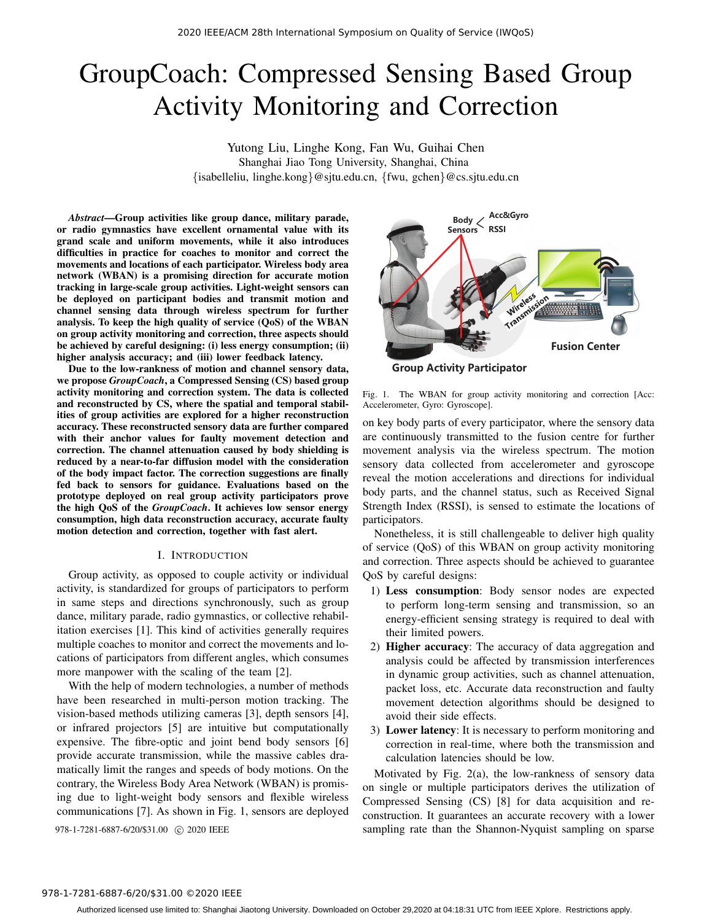# GroupCoach: Compressed Sensing Based Group Activity Monitoring and Correction

Yutong Liu, Linghe Kong, Fan Wu, Guihai Chen
Shanghai Jiao Tong University, Shanghai, China
{isabelleliu, linghe.kong}@sjtu.edu.cn, {fwu, gchen}@cs.sjtu.edu.cn

***Abstract*—Group activities like group dance, military parade, or radio gymnastics have excellent ornamental value with its grand scale and uniform movements, while it also introduces difficulties in practice for coaches to monitor and correct the movements and locations of each participator. Wireless body area network (WBAN) is a promising direction for accurate motion tracking in large-scale group activities. Light-weight sensors can be deployed on participant bodies and transmit motion and channel sensing data through wireless spectrum for further analysis. To keep the high quality of service (QoS) of the WBAN on group activity monitoring and correction, three aspects should be achieved by careful designing: (i) less energy consumption; (ii) higher analysis accuracy; and (iii) lower feedback latency.**

**Due to the low-rankness of motion and channel sensory data, we propose *GroupCoach*, a Compressed Sensing (CS) based group activity monitoring and correction system. The data is collected and reconstructed by CS, where the spatial and temporal stabilities of group activities are explored for a higher reconstruction accuracy. These reconstructed sensory data are further compared with their anchor values for faulty movement detection and correction. The channel attenuation caused by body shielding is reduced by a near-to-far diffusion model with the consideration of the body impact factor. The correction suggestions are finally fed back to sensors for guidance. Evaluations based on the prototype deployed on real group activity participators prove the high QoS of the *GroupCoach*. It achieves low sensor energy consumption, high data reconstruction accuracy, accurate faulty motion detection and correction, together with fast alert.**

## I. Introduction

Group activity, as opposed to couple activity or individual activity, is standardized for groups of participators to perform in same steps and directions synchronously, such as group dance, military parade, radio gymnastics, or collective rehabilitation exercises [1]. This kind of activities generally requires multiple coaches to monitor and correct the movements and locations of participators from different angles, which consumes more manpower with the scaling of the team [2].

With the help of modern technologies, a number of methods have been researched in multi-person motion tracking. The vision-based methods utilizing cameras [3], depth sensors [4], or infrared projectors [5] are intuitive but computationally expensive. The fibre-optic and joint bend body sensors [6] provide accurate transmission, while the massive cables dramatically limit the ranges and speeds of body motions. On the contrary, the Wireless Body Area Network (WBAN) is promising due to light-weight body sensors and flexible wireless communications [7]. As shown in Fig. 1, sensors are deployed on key body parts of every participator, where the sensory data are continuously transmitted to the fusion centre for further movement analysis via the wireless spectrum. The motion sensory data collected from accelerometer and gyroscope reveal the motion accelerations and directions for individual body parts, and the channel status, such as Received Signal Strength Index (RSSI), is sensed to estimate the locations of participators.

Fig. 1. The WBAN for group activity monitoring and correction [Acc: Accelerometer, Gyro: Gyroscope].

Nonetheless, it is still challengeable to deliver high quality of service (QoS) of this WBAN on group activity monitoring and correction. Three aspects should be achieved to guarantee QoS by careful designs:

1) **Less consumption**: Body sensor nodes are expected to perform long-term sensing and transmission, so an energy-efficient sensing strategy is required to deal with their limited powers.
2) **Higher accuracy**: The accuracy of data aggregation and analysis could be affected by transmission interferences in dynamic group activities, such as channel attenuation, packet loss, etc. Accurate data reconstruction and faulty movement detection algorithms should be designed to avoid their side effects.
3) **Lower latency**: It is necessary to perform monitoring and correction in real-time, where both the transmission and calculation latencies should be low.

Motivated by Fig. 2(a), the low-rankness of sensory data on single or multiple participators derives the utilization of Compressed Sensing (CS) [8] for data acquisition and reconstruction. It guarantees an accurate recovery with a lower sampling rate than the Shannon-Nyquist sampling on sparse

978-1-7281-6887-6/20/$31.00 ©2020 IEEE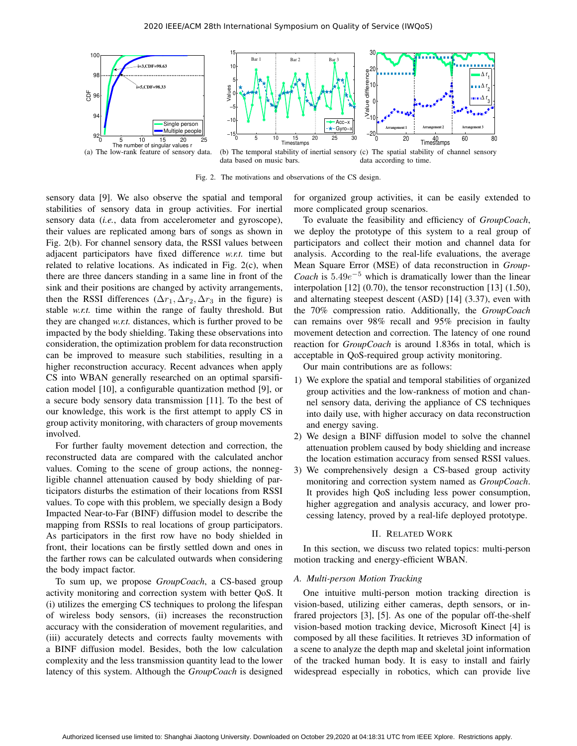(a) The low-rank feature of sensory data. (b) The temporal stability of inertial sensory data based on music bars. (c) The spatial stability of channel sensory data according to time.

Fig. 2. The motivations and observations of the CS design.

sensory data [9]. We also observe the spatial and temporal stabilities of sensory data in group activities. For inertial sensory data (*i.e.*, data from accelerometer and gyroscope), their values are replicated among bars of songs as shown in Fig. 2(b). For channel sensory data, the RSSI values between adjacent participators have fixed difference *w.r.t.* time but related to relative locations. As indicated in Fig. 2(c), when there are three dancers standing in a same line in front of the sink and their positions are changed by activity arrangements, then the RSSI differences ($\Delta r_1, \Delta r_2, \Delta r_3$ in the figure) is stable *w.r.t.* time within the range of faulty threshold. But they are changed *w.r.t.* distances, which is further proved to be impacted by the body shielding. Taking these observations into consideration, the optimization problem for data reconstruction can be improved to measure such stabilities, resulting in a higher reconstruction accuracy. Recent advances when apply CS into WBAN generally researched on an optimal sparsification model [10], a configurable quantization method [9], or a secure body sensory data transmission [11]. To the best of our knowledge, this work is the first attempt to apply CS in group activity monitoring, with characters of group movements involved.

For further faulty movement detection and correction, the reconstructed data are compared with the calculated anchor values. Coming to the scene of group actions, the nonnegligible channel attenuation caused by body shielding of participators disturbs the estimation of their locations from RSSI values. To cope with this problem, we specially design a Body Impacted Near-to-Far (BINF) diffusion model to describe the mapping from RSSIs to real locations of group participators. As participators in the first row have no body shielded in front, their locations can be firstly settled down and ones in the farther rows can be calculated outwards when considering the body impact factor.

To sum up, we propose *GroupCoach*, a CS-based group activity monitoring and correction system with better QoS. It (i) utilizes the emerging CS techniques to prolong the lifespan of wireless body sensors, (ii) increases the reconstruction accuracy with the consideration of movement regularities, and (iii) accurately detects and corrects faulty movements with a BINF diffusion model. Besides, both the low calculation complexity and the less transmission quantity lead to the lower latency of this system. Although the *GroupCoach* is designed for organized group activities, it can be easily extended to more complicated group scenarios.

To evaluate the feasibility and efficiency of *GroupCoach*, we deploy the prototype of this system to a real group of participators and collect their motion and channel data for analysis. According to the real-life evaluations, the average Mean Square Error (MSE) of data reconstruction in *GroupCoach* is $5.49e^{-5}$ which is dramatically lower than the linear interpolation [12] (0.70), the tensor reconstruction [13] (1.50), and alternating steepest descent (ASD) [14] (3.37), even with the 70% compression ratio. Additionally, the *GroupCoach* can remains over 98% recall and 95% precision in faulty movement detection and correction. The latency of one round reaction for *GroupCoach* is around 1.836s in total, which is acceptable in QoS-required group activity monitoring.

Our main contributions are as follows:

1) We explore the spatial and temporal stabilities of organized group activities and the low-rankness of motion and channel sensory data, deriving the appliance of CS techniques into daily use, with higher accuracy on data reconstruction and energy saving.
2) We design a BINF diffusion model to solve the channel attenuation problem caused by body shielding and increase the location estimation accuracy from sensed RSSI values.
3) We comprehensively design a CS-based group activity monitoring and correction system named as *GroupCoach*. It provides high QoS including less power consumption, higher aggregation and analysis accuracy, and lower processing latency, proved by a real-life deployed prototype.

## II. Related Work

In this section, we discuss two related topics: multi-person motion tracking and energy-efficient WBAN.

### A. Multi-person Motion Tracking

One intuitive multi-person motion tracking direction is vision-based, utilizing either cameras, depth sensors, or infrared projectors [3], [5]. As one of the popular off-the-shelf vision-based motion tracking device, Microsoft Kinect [4] is composed by all these facilities. It retrieves 3D information of a scene to analyze the depth map and skeletal joint information of the tracked human body. It is easy to install and fairly widespread especially in robotics, which can provide live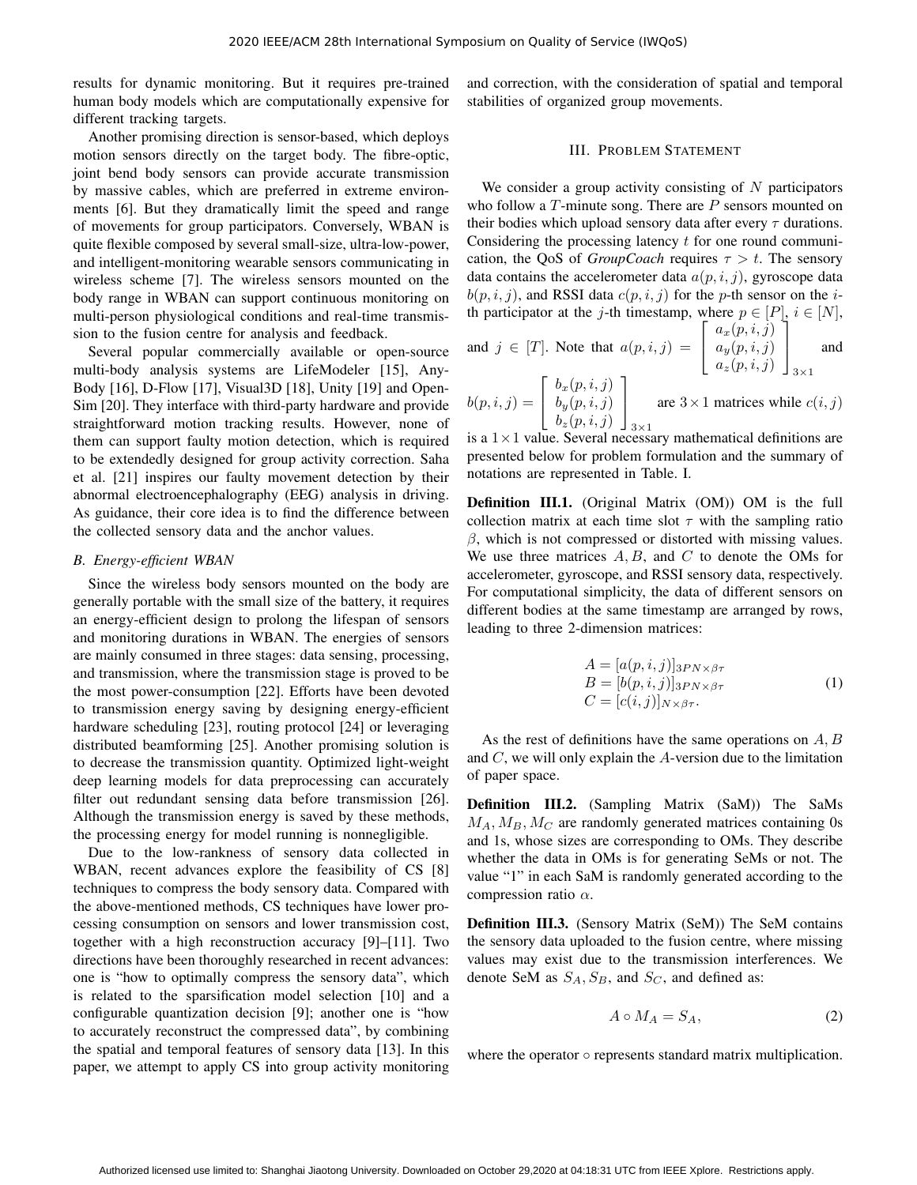results for dynamic monitoring. But it requires pre-trained human body models which are computationally expensive for different tracking targets.

Another promising direction is sensor-based, which deploys motion sensors directly on the target body. The fibre-optic, joint bend body sensors can provide accurate transmission by massive cables, which are preferred in extreme environments [6]. But they dramatically limit the speed and range of movements for group participators. Conversely, WBAN is quite flexible composed by several small-size, ultra-low-power, and intelligent-monitoring wearable sensors communicating in wireless scheme [7]. The wireless sensors mounted on the body range in WBAN can support continuous monitoring on multi-person physiological conditions and real-time transmission to the fusion centre for analysis and feedback.

Several popular commercially available or open-source multi-body analysis systems are LifeModeler [15], AnyBody [16], D-Flow [17], Visual3D [18], Unity [19] and OpenSim [20]. They interface with third-party hardware and provide straightforward motion tracking results. However, none of them can support faulty motion detection, which is required to be extendedly designed for group activity correction. Saha et al. [21] inspires our faulty movement detection by their abnormal electroencephalography (EEG) analysis in driving. As guidance, their core idea is to find the difference between the collected sensory data and the anchor values.

### *B. Energy-efficient WBAN*

Since the wireless body sensors mounted on the body are generally portable with the small size of the battery, it requires an energy-efficient design to prolong the lifespan of sensors and monitoring durations in WBAN. The energies of sensors are mainly consumed in three stages: data sensing, processing, and transmission, where the transmission stage is proved to be the most power-consumption [22]. Efforts have been devoted to transmission energy saving by designing energy-efficient hardware scheduling [23], routing protocol [24] or leveraging distributed beamforming [25]. Another promising solution is to decrease the transmission quantity. Optimized light-weight deep learning models for data preprocessing can accurately filter out redundant sensing data before transmission [26]. Although the transmission energy is saved by these methods, the processing energy for model running is nonnegligible.

Due to the low-rankness of sensory data collected in WBAN, recent advances explore the feasibility of CS [8] techniques to compress the body sensory data. Compared with the above-mentioned methods, CS techniques have lower processing consumption on sensors and lower transmission cost, together with a high reconstruction accuracy [9]–[11]. Two directions have been thoroughly researched in recent advances: one is "how to optimally compress the sensory data", which is related to the sparsification model selection [10] and a configurable quantization decision [9]; another one is "how to accurately reconstruct the compressed data", by combining the spatial and temporal features of sensory data [13]. In this paper, we attempt to apply CS into group activity monitoring and correction, with the consideration of spatial and temporal stabilities of organized group movements.

## III. Problem Statement

We consider a group activity consisting of $N$ participators who follow a $T$-minute song. There are $P$ sensors mounted on their bodies which upload sensory data after every $\tau$ durations. Considering the processing latency $t$ for one round communication, the QoS of *GroupCoach* requires $\tau > t$. The sensory data contains the accelerometer data $a(p,i,j)$, gyroscope data $b(p,i,j)$, and RSSI data $c(p,i,j)$ for the $p$-th sensor on the $i$-th participator at the $j$-th timestamp, where $p \in [P]$, $i \in [N]$, and $j \in [T]$. Note that $a(p,i,j) = \begin{bmatrix} a_x(p,i,j) \\ a_y(p,i,j) \\ a_z(p,i,j) \end{bmatrix}_{3\times1}$ and $b(p,i,j) = \begin{bmatrix} b_x(p,i,j) \\ b_y(p,i,j) \\ b_z(p,i,j) \end{bmatrix}_{3\times1}$ are $3 \times 1$ matrices while $c(i,j)$ is a $1 \times 1$ value. Several necessary mathematical definitions are presented below for problem formulation and the summary of notations are represented in Table. I.

**Definition III.1.** (Original Matrix (OM)) OM is the full collection matrix at each time slot $\tau$ with the sampling ratio $\beta$, which is not compressed or distorted with missing values. We use three matrices $A, B$, and $C$ to denote the OMs for accelerometer, gyroscope, and RSSI sensory data, respectively. For computational simplicity, the data of different sensors on different bodies at the same timestamp are arranged by rows, leading to three 2-dimension matrices:

$$
\begin{aligned}
A &= [a(p,i,j)]_{3PN\times\beta\tau} \\
B &= [b(p,i,j)]_{3PN\times\beta\tau} \\
C &= [c(i,j)]_{N\times\beta\tau}.
\end{aligned} \tag{1}
$$

As the rest of definitions have the same operations on $A, B$ and $C$, we will only explain the $A$-version due to the limitation of paper space.

**Definition III.2.** (Sampling Matrix (SaM)) The SaMs $M_A, M_B, M_C$ are randomly generated matrices containing 0s and 1s, whose sizes are corresponding to OMs. They describe whether the data in OMs is for generating SeMs or not. The value "1" in each SaM is randomly generated according to the compression ratio $\alpha$.

**Definition III.3.** (Sensory Matrix (SeM)) The SeM contains the sensory data uploaded to the fusion centre, where missing values may exist due to the transmission interferences. We denote SeM as $S_A, S_B$, and $S_C$, and defined as:

$$
A \circ M_A = S_A, \tag{2}
$$

where the operator $\circ$ represents standard matrix multiplication.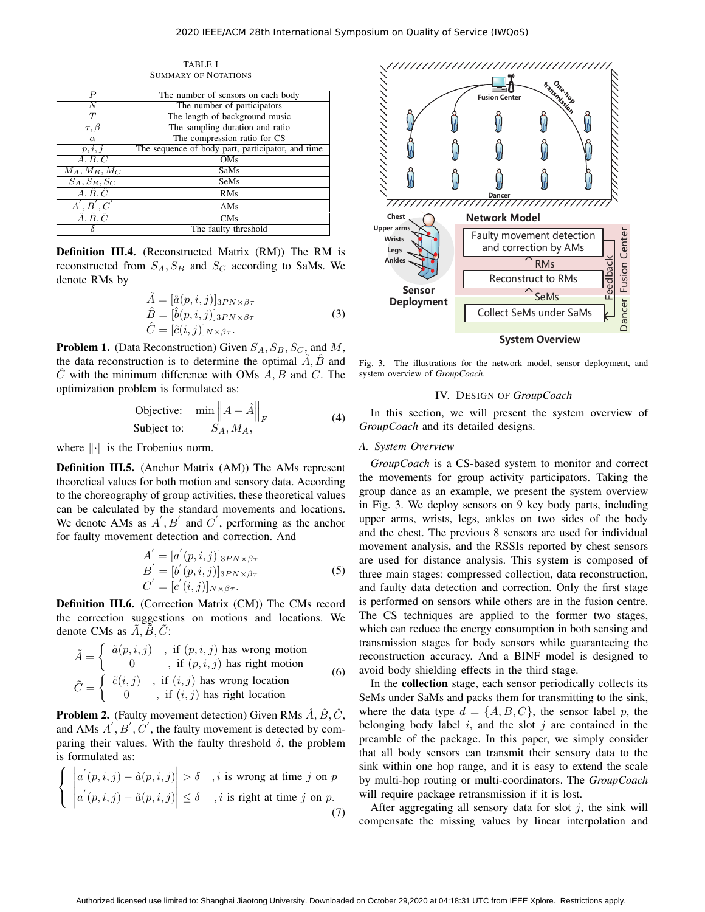TABLE I
SUMMARY OF NOTATIONS

| | |
|---|---|
| $P$ | The number of sensors on each body |
| $N$ | The number of participators |
| $T$ | The length of background music |
| $\tau, \beta$ | The sampling duration and ratio |
| $\alpha$ | The compression ratio for CS |
| $p, i, j$ | The sequence of body part, participator, and time |
| $A, B, C$ | OMs |
| $M_A, M_B, M_C$ | SaMs |
| $S_A, S_B, S_C$ | SeMs |
| $\hat{A}, \hat{B}, \hat{C}$ | RMs |
| $A^{'}, B^{'}, C^{'}$ | AMs |
| $\tilde{A}, \tilde{B}, \tilde{C}$ | CMs |
| $\delta$ | The faulty threshold |

**Definition III.4.** (Reconstructed Matrix (RM)) The RM is reconstructed from $S_A, S_B$ and $S_C$ according to SaMs. We denote RMs by

$$\begin{aligned} \hat{A} &= [\hat{a}(p,i,j)]_{3PN\times\beta\tau} \\ \hat{B} &= [\hat{b}(p,i,j)]_{3PN\times\beta\tau} \\ \hat{C} &= [\hat{c}(i,j)]_{N\times\beta\tau}. \end{aligned} \tag{3}$$

**Problem 1.** (Data Reconstruction) Given $S_A, S_B, S_C$, and $M$, the data reconstruction is to determine the optimal $\hat{A}, \hat{B}$ and $\hat{C}$ with the minimum difference with OMs $A, B$ and $C$. The optimization problem is formulated as:

$$\begin{aligned} \text{Objective:} \quad & \min \left\| A - \hat{A} \right\|_F \\ \text{Subject to:} \quad & S_A, M_A, \end{aligned} \tag{4}$$

where $\|\cdot\|$ is the Frobenius norm.

**Definition III.5.** (Anchor Matrix (AM)) The AMs represent theoretical values for both motion and sensory data. According to the choreography of group activities, these theoretical values can be calculated by the standard movements and locations. We denote AMs as $A^{'}, B^{'}$ and $C^{'}$, performing as the anchor for faulty movement detection and correction. And

$$\begin{aligned} A^{'} &= [a^{'}(p,i,j)]_{3PN\times\beta\tau} \\ B^{'} &= [b^{'}(p,i,j)]_{3PN\times\beta\tau} \\ C^{'} &= [c^{'}(i,j)]_{N\times\beta\tau}. \end{aligned} \tag{5}$$

**Definition III.6.** (Correction Matrix (CM)) The CMs record the correction suggestions on motions and locations. We denote CMs as $\tilde{A}, \tilde{B}, \tilde{C}$:

$$\begin{aligned} \tilde{A} &= \begin{cases} \tilde{a}(p,i,j) & \text{, if } (p,i,j) \text{ has wrong motion} \\ 0 & \text{, if } (p,i,j) \text{ has right motion} \end{cases} \\ \tilde{C} &= \begin{cases} \tilde{c}(i,j) & \text{, if } (i,j) \text{ has wrong location} \\ 0 & \text{, if } (i,j) \text{ has right location} \end{cases} \end{aligned} \tag{6}$$

**Problem 2.** (Faulty movement detection) Given RMs $\hat{A}, \hat{B}, \hat{C}$, and AMs $A^{'}, B^{'}, C^{'}$, the faulty movement is detected by comparing their values. With the faulty threshold $\delta$, the problem is formulated as:

$$\begin{cases} \left| a^{'}(p,i,j) - \hat{a}(p,i,j) \right| > \delta & , i \text{ is wrong at time } j \text{ on } p \\ \left| a^{'}(p,i,j) - \hat{a}(p,i,j) \right| \leq \delta & , i \text{ is right at time } j \text{ on } p. \end{cases} \tag{7}$$

Fig. 3. The illustrations for the network model, sensor deployment, and system overview of *GroupCoach*.

## IV. Design of *GroupCoach*

In this section, we will present the system overview of *GroupCoach* and its detailed designs.

### A. System Overview

*GroupCoach* is a CS-based system to monitor and correct the movements for group activity participators. Taking the group dance as an example, we present the system overview in Fig. 3. We deploy sensors on 9 key body parts, including upper arms, wrists, legs, ankles on two sides of the body and the chest. The previous 8 sensors are used for individual movement analysis, and the RSSIs reported by chest sensors are used for distance analysis. This system is composed of three main stages: compressed collection, data reconstruction, and faulty data detection and correction. Only the first stage is performed on sensors while others are in the fusion centre. The CS techniques are applied to the former two stages, which can reduce the energy consumption in both sensing and transmission stages for body sensors while guaranteeing the reconstruction accuracy. And a BINF model is designed to avoid body shielding effects in the third stage.

In the **collection** stage, each sensor periodically collects its SeMs under SaMs and packs them for transmitting to the sink, where the data type $d = \{A, B, C\}$, the sensor label $p$, the belonging body label $i$, and the slot $j$ are contained in the preamble of the package. In this paper, we simply consider that all body sensors can transmit their sensory data to the sink within one hop range, and it is easy to extend the scale by multi-hop routing or multi-coordinators. The *GroupCoach* will require package retransmission if it is lost.

After aggregating all sensory data for slot $j$, the sink will compensate the missing values by linear interpolation and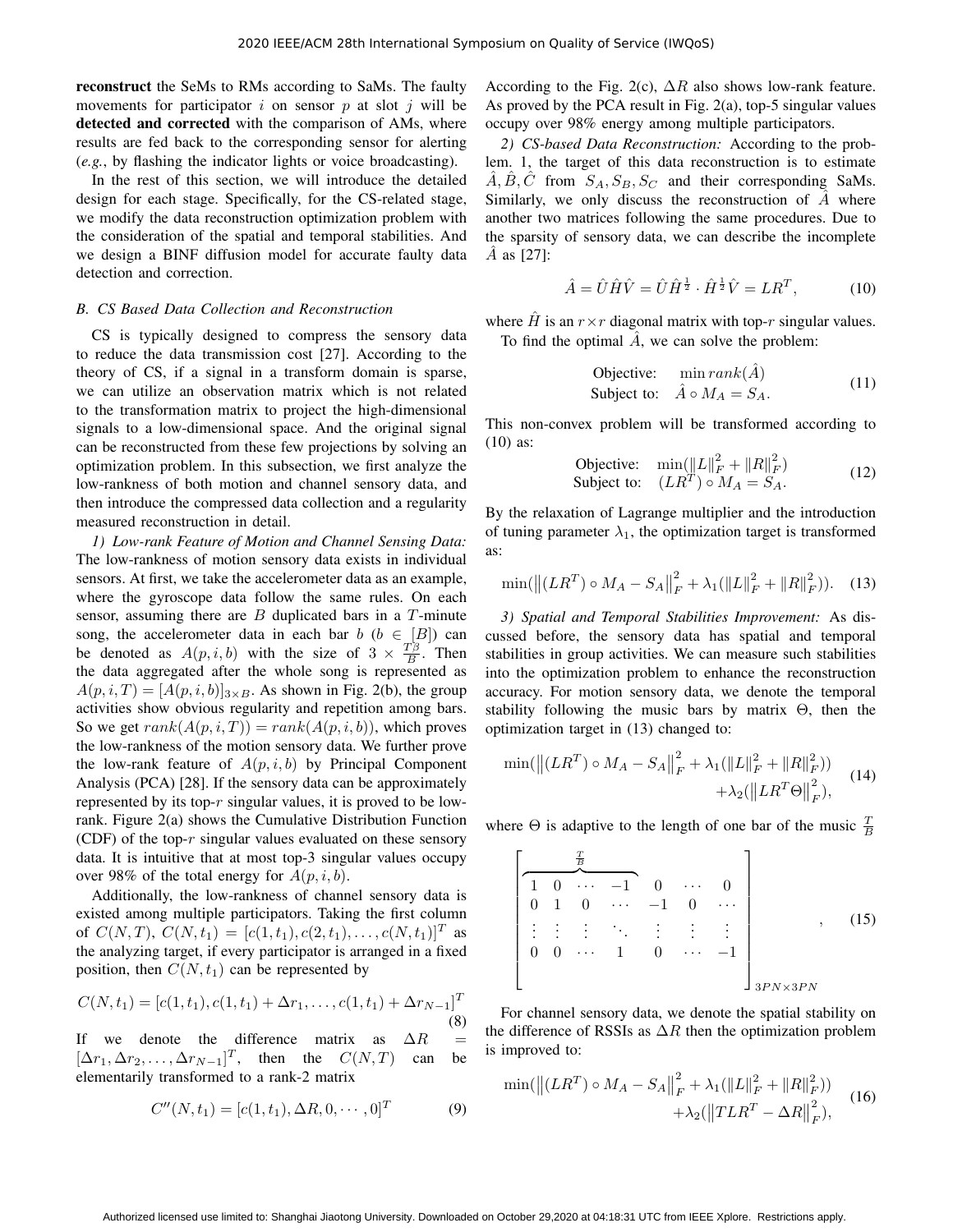**reconstruct** the SeMs to RMs according to SaMs. The faulty movements for participator $i$ on sensor $p$ at slot $j$ will be **detected and corrected** with the comparison of AMs, where results are fed back to the corresponding sensor for alerting (*e.g.*, by flashing the indicator lights or voice broadcasting).

In the rest of this section, we will introduce the detailed design for each stage. Specifically, for the CS-related stage, we modify the data reconstruction optimization problem with the consideration of the spatial and temporal stabilities. And we design a BINF diffusion model for accurate faulty data detection and correction.

### B. CS Based Data Collection and Reconstruction

CS is typically designed to compress the sensory data to reduce the data transmission cost [27]. According to the theory of CS, if a signal in a transform domain is sparse, we can utilize an observation matrix which is not related to the transformation matrix to project the high-dimensional signals to a low-dimensional space. And the original signal can be reconstructed from these few projections by solving an optimization problem. In this subsection, we first analyze the low-rankness of both motion and channel sensory data, and then introduce the compressed data collection and a regularity measured reconstruction in detail.

*1) Low-rank Feature of Motion and Channel Sensing Data:* The low-rankness of motion sensory data exists in individual sensors. At first, we take the accelerometer data as an example, where the gyroscope data follow the same rules. On each sensor, assuming there are $B$ duplicated bars in a $T$-minute song, the accelerometer data in each bar $b$ ($b \in [B]$) can be denoted as $A(p,i,b)$ with the size of $3 \times \frac{T\beta}{B}$. Then the data aggregated after the whole song is represented as $A(p,i,T) = [A(p,i,b)]_{3\times B}$. As shown in Fig. 2(b), the group activities show obvious regularity and repetition among bars. So we get $rank(A(p,i,T)) = rank(A(p,i,b))$, which proves the low-rankness of the motion sensory data. We further prove the low-rank feature of $A(p,i,b)$ by Principal Component Analysis (PCA) [28]. If the sensory data can be approximately represented by its top-$r$ singular values, it is proved to be low-rank. Figure 2(a) shows the Cumulative Distribution Function (CDF) of the top-$r$ singular values evaluated on these sensory data. It is intuitive that at most top-3 singular values occupy over 98% of the total energy for $A(p,i,b)$.

Additionally, the low-rankness of channel sensory data is existed among multiple participators. Taking the first column of $C(N,T)$, $C(N,t_1) = [c(1,t_1), c(2,t_1), \ldots, c(N,t_1)]^T$ as the analyzing target, if every participator is arranged in a fixed position, then $C(N,t_1)$ can be represented by

$$C(N,t_1) = [c(1,t_1), c(1,t_1)+\Delta r_1, \ldots, c(1,t_1)+\Delta r_{N-1}]^T \tag{8}$$

If we denote the difference matrix as $\Delta R = [\Delta r_1, \Delta r_2, \ldots, \Delta r_{N-1}]^T$, then the $C(N,T)$ can be elementarily transformed to a rank-2 matrix

$$C''(N,t_1) = [c(1,t_1), \Delta R, 0, \cdots, 0]^T \tag{9}$$

According to the Fig. 2(c), $\Delta R$ also shows low-rank feature. As proved by the PCA result in Fig. 2(a), top-5 singular values occupy over 98% energy among multiple participators.

*2) CS-based Data Reconstruction:* According to the problem. 1, the target of this data reconstruction is to estimate $\hat{A}, \hat{B}, \hat{C}$ from $S_A, S_B, S_C$ and their corresponding SaMs. Similarly, we only discuss the reconstruction of $\hat{A}$ where another two matrices following the same procedures. Due to the sparsity of sensory data, we can describe the incomplete $\hat{A}$ as [27]:

$$\hat{A} = \hat{U}\hat{H}\hat{V} = \hat{U}\hat{H}^{\frac{1}{2}} \cdot \hat{H}^{\frac{1}{2}}\hat{V} = LR^T, \tag{10}$$

where $\hat{H}$ is an $r\times r$ diagonal matrix with top-$r$ singular values.

To find the optimal $\hat{A}$, we can solve the problem:

$$\begin{aligned} \text{Objective:} \quad & \min rank(\hat{A}) \\ \text{Subject to:} \quad & \hat{A} \circ M_A = S_A. \end{aligned} \tag{11}$$

This non-convex problem will be transformed according to (10) as:

$$\begin{aligned} \text{Objective:} \quad & \min(\|L\|_F^2 + \|R\|_F^2) \\ \text{Subject to:} \quad & (LR^T) \circ M_A = S_A. \end{aligned} \tag{12}$$

By the relaxation of Lagrange multiplier and the introduction of tuning parameter $\lambda_1$, the optimization target is transformed as:

$$\min(\left\|(LR^T) \circ M_A - S_A\right\|_F^2 + \lambda_1(\|L\|_F^2 + \|R\|_F^2)). \tag{13}$$

*3) Spatial and Temporal Stabilities Improvement:* As discussed before, the sensory data has spatial and temporal stabilities in group activities. We can measure such stabilities into the optimization problem to enhance the reconstruction accuracy. For motion sensory data, we denote the temporal stability following the music bars by matrix $\Theta$, then the optimization target in (13) changed to:

$$\begin{aligned} \min(\left\|(LR^T) \circ M_A - S_A\right\|_F^2 + \lambda_1(\|L\|_F^2 + \|R\|_F^2)) \\ + \lambda_2(\left\|LR^T\Theta\right\|_F^2), \end{aligned} \tag{14}$$

where $\Theta$ is adaptive to the length of one bar of the music $\frac{T}{B}$

$$\begin{bmatrix} \overbrace{1 \quad 0 \quad \cdots \quad -1}^{\frac{T}{B}} & 0 & \cdots & 0 \\ 0 \quad 1 \quad 0 \quad \cdots & -1 & 0 & \cdots \\ \vdots \quad \vdots \quad \vdots \quad \ddots & \vdots & \vdots & \vdots \\ 0 \quad 0 \quad \cdots \quad 1 & 0 & \cdots & -1 \end{bmatrix}_{3PN\times 3PN}, \tag{15}$$

For channel sensory data, we denote the spatial stability on the difference of RSSIs as $\Delta R$ then the optimization problem is improved to:

$$\begin{aligned} \min(\left\|(LR^T) \circ M_A - S_A\right\|_F^2 + \lambda_1(\|L\|_F^2 + \|R\|_F^2)) \\ + \lambda_2(\left\|TLR^T - \Delta R\right\|_F^2), \end{aligned} \tag{16}$$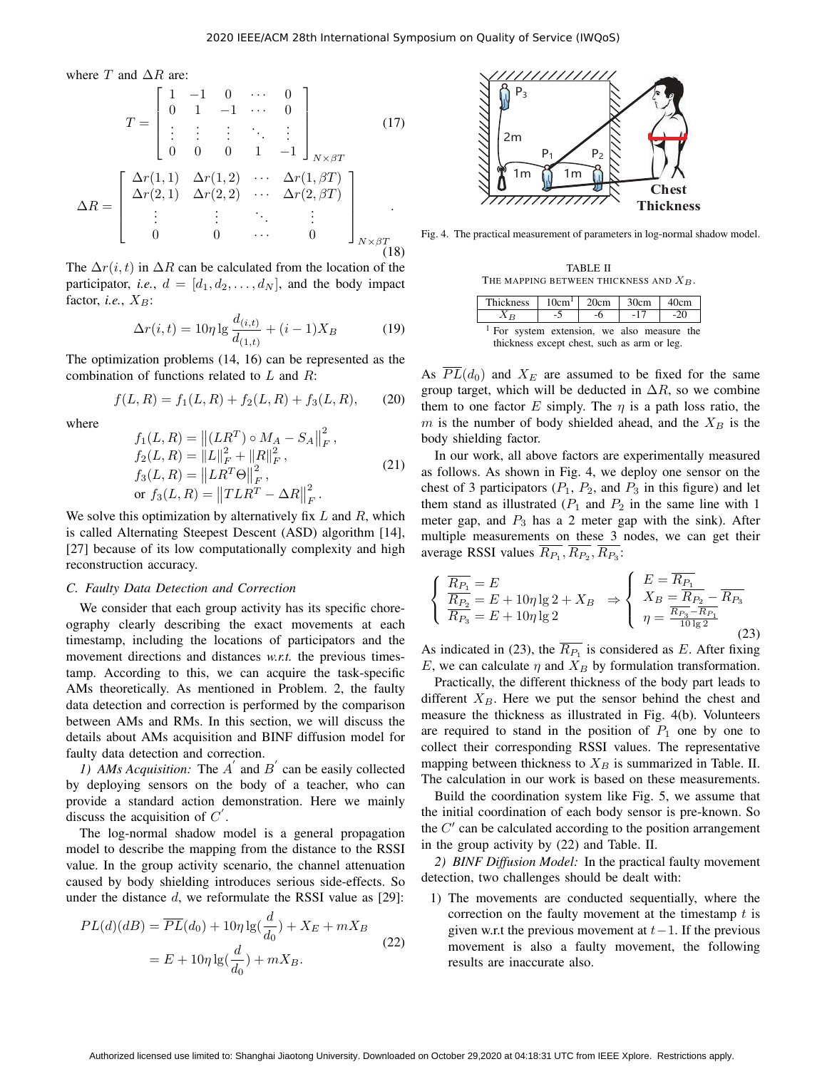where $T$ and $\Delta R$ are:

$$T = \begin{bmatrix} 1 & -1 & 0 & \cdots & 0 \\ 0 & 1 & -1 & \cdots & 0 \\ \vdots & \vdots & \vdots & \ddots & \vdots \\ 0 & 0 & 0 & 1 & -1 \end{bmatrix}_{N \times \beta T} \tag{17}$$

$$\Delta R = \begin{bmatrix} \Delta r(1,1) & \Delta r(1,2) & \cdots & \Delta r(1,\beta T) \\ \Delta r(2,1) & \Delta r(2,2) & \cdots & \Delta r(2,\beta T) \\ \vdots & \vdots & \ddots & \vdots \\ 0 & 0 & \cdots & 0 \end{bmatrix}_{N \times \beta T}. \tag{18}$$

The $\Delta r(i,t)$ in $\Delta R$ can be calculated from the location of the participator, *i.e.*, $d = [d_1, d_2, \ldots, d_N]$, and the body impact factor, *i.e.*, $X_B$:

$$\Delta r(i,t) = 10\eta \lg \frac{d_{(i,t)}}{d_{(1,t)}} + (i-1)X_B \tag{19}$$

The optimization problems (14, 16) can be represented as the combination of functions related to $L$ and $R$:

$$f(L,R) = f_1(L,R) + f_2(L,R) + f_3(L,R), \tag{20}$$

where

$$\begin{aligned} &f_1(L,R) = \left\|(LR^T) \circ M_A - S_A\right\|_F^2, \\ &f_2(L,R) = \|L\|_F^2 + \|R\|_F^2, \\ &f_3(L,R) = \left\|LR^T \Theta\right\|_F^2, \\ &\text{or } f_3(L,R) = \left\|TLR^T - \Delta R\right\|_F^2. \end{aligned} \tag{21}$$

We solve this optimization by alternatively fix $L$ and $R$, which is called Alternating Steepest Descent (ASD) algorithm [14], [27] because of its low computationally complexity and high reconstruction accuracy.

### C. Faulty Data Detection and Correction

We consider that each group activity has its specific choreography clearly describing the exact movements at each timestamp, including the locations of participators and the movement directions and distances *w.r.t.* the previous timestamp. According to this, we can acquire the task-specific AMs theoretically. As mentioned in Problem. 2, the faulty data detection and correction is performed by the comparison between AMs and RMs. In this section, we will discuss the details about AMs acquisition and BINF diffusion model for faulty data detection and correction.

*1) AMs Acquisition:* The $A^{'}$ and $B^{'}$ can be easily collected by deploying sensors on the body of a teacher, who can provide a standard action demonstration. Here we mainly discuss the acquisition of $C^{'}$.

The log-normal shadow model is a general propagation model to describe the mapping from the distance to the RSSI value. In the group activity scenario, the channel attenuation caused by body shielding introduces serious side-effects. So under the distance $d$, we reformulate the RSSI value as [29]:

$$\begin{aligned} PL(d)(dB) &= \overline{PL}(d_0) + 10\eta \lg(\frac{d}{d_0}) + X_E + mX_B \\ &= E + 10\eta \lg(\frac{d}{d_0}) + mX_B. \end{aligned} \tag{22}$$

Fig. 4. The practical measurement of parameters in log-normal shadow model.

TABLE II
THE MAPPING BETWEEN THICKNESS AND $X_B$.

| Thickness | 10cm[1] | 20cm | 30cm | 40cm |
|---|---|---|---|---|
| $X_B$ | -5 | -6 | -17 | -20 |

[1] For system extension, we also measure the thickness except chest, such as arm or leg.

As $\overline{PL}(d_0)$ and $X_E$ are assumed to be fixed for the same group target, which will be deducted in $\Delta R$, so we combine them to one factor $E$ simply. The $\eta$ is a path loss ratio, the $m$ is the number of body shielded ahead, and the $X_B$ is the body shielding factor.

In our work, all above factors are experimentally measured as follows. As shown in Fig. 4, we deploy one sensor on the chest of 3 participators ($P_1$, $P_2$, and $P_3$ in this figure) and let them stand as illustrated ($P_1$ and $P_2$ in the same line with 1 meter gap, and $P_3$ has a 2 meter gap with the sink). After multiple measurements on these 3 nodes, we can get their average RSSI values $\overline{R_{P_1}}, \overline{R_{P_2}}, \overline{R_{P_3}}$:

$$\begin{cases} \overline{R_{P_1}} = E \\ \overline{R_{P_2}} = E + 10\eta \lg 2 + X_B \\ \overline{R_{P_3}} = E + 10\eta \lg 2 \end{cases} \Rightarrow \begin{cases} E = \overline{R_{P_1}} \\ X_B = \overline{R_{P_2}} - \overline{R_{P_3}} \\ \eta = \frac{\overline{R_{P_3}} - \overline{R_{P_1}}}{10 \lg 2} \end{cases} \tag{23}$$

As indicated in (23), the $\overline{R_{P_1}}$ is considered as $E$. After fixing $E$, we can calculate $\eta$ and $X_B$ by formulation transformation.

Practically, the different thickness of the body part leads to different $X_B$. Here we put the sensor behind the chest and measure the thickness as illustrated in Fig. 4(b). Volunteers are required to stand in the position of $P_1$ one by one to collect their corresponding RSSI values. The representative mapping between thickness to $X_B$ is summarized in Table. II. The calculation in our work is based on these measurements.

Build the coordination system like Fig. 5, we assume that the initial coordination of each body sensor is pre-known. So the $C'$ can be calculated according to the position arrangement in the group activity by (22) and Table. II.

*2) BINF Diffusion Model:* In the practical faulty movement detection, two challenges should be dealt with:

1) The movements are conducted sequentially, where the correction on the faulty movement at the timestamp $t$ is given w.r.t the previous movement at $t-1$. If the previous movement is also a faulty movement, the following results are inaccurate also.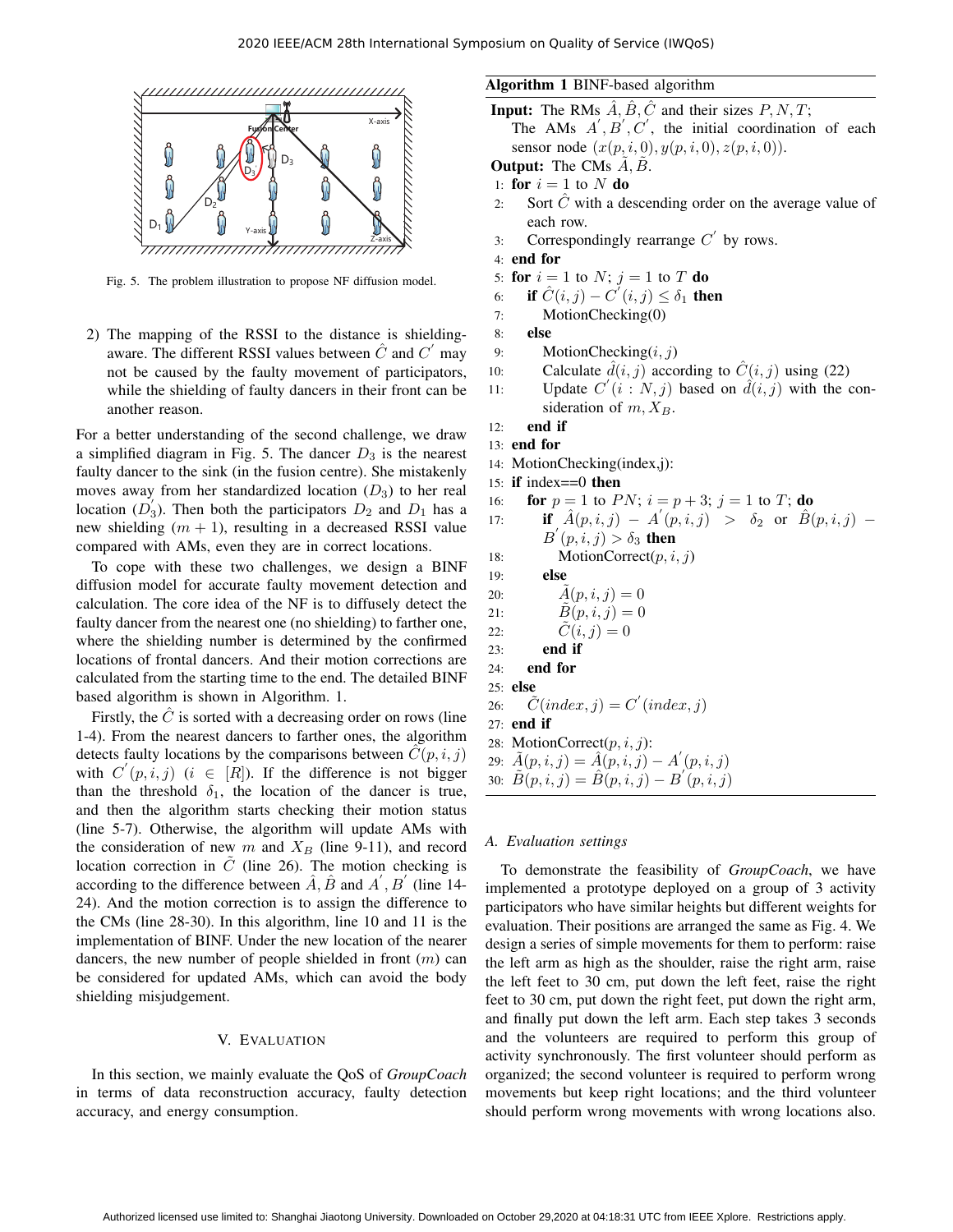Fig. 5. The problem illustration to propose NF diffusion model.

2) The mapping of the RSSI to the distance is shielding-aware. The different RSSI values between $\hat{C}$ and $C^{'}$ may not be caused by the faulty movement of participators, while the shielding of faulty dancers in their front can be another reason.

For a better understanding of the second challenge, we draw a simplified diagram in Fig. 5. The dancer $D_3$ is the nearest faulty dancer to the sink (in the fusion centre). She mistakenly moves away from her standardized location ($D_3$) to her real location ($D_3^{'}$). Then both the participators $D_2$ and $D_1$ has a new shielding $(m+1)$, resulting in a decreased RSSI value compared with AMs, even they are in correct locations.

To cope with these two challenges, we design a BINF diffusion model for accurate faulty movement detection and calculation. The core idea of the NF is to diffusely detect the faulty dancer from the nearest one (no shielding) to farther one, where the shielding number is determined by the confirmed locations of frontal dancers. And their motion corrections are calculated from the starting time to the end. The detailed BINF based algorithm is shown in Algorithm. 1.

Firstly, the $\hat{C}$ is sorted with a decreasing order on rows (line 1-4). From the nearest dancers to farther ones, the algorithm detects faulty locations by the comparisons between $\hat{C}(p,i,j)$ with $C^{'}(p,i,j)$ $(i \in [R])$. If the difference is not bigger than the threshold $\delta_1$, the location of the dancer is true, and then the algorithm starts checking their motion status (line 5-7). Otherwise, the algorithm will update AMs with the consideration of new $m$ and $X_B$ (line 9-11), and record location correction in $\tilde{C}$ (line 26). The motion checking is according to the difference between $\hat{A}, \hat{B}$ and $A^{'}, B^{'}$ (line 14-24). And the motion correction is to assign the difference to the CMs (line 28-30). In this algorithm, line 10 and 11 is the implementation of BINF. Under the new location of the nearer dancers, the new number of people shielded in front ($m$) can be considered for updated AMs, which can avoid the body shielding misjudgement.

**Algorithm 1** BINF-based algorithm

**Input:** The RMs $\hat{A}, \hat{B}, \hat{C}$ and their sizes $P, N, T$; The AMs $A^{'}, B^{'}, C^{'}$, the initial coordination of each sensor node $(x(p,i,0), y(p,i,0), z(p,i,0))$.
**Output:** The CMs $\tilde{A}, \tilde{B}$.

1: **for** $i = 1$ to $N$ **do**
2: Sort $\hat{C}$ with a descending order on the average value of each row.
3: Correspondingly rearrange $C^{'}$ by rows.
4: **end for**
5: **for** $i = 1$ to $N$; $j = 1$ to $T$ **do**
6: **if** $\hat{C}(i,j) - C^{'}(i,j) \le \delta_1$ **then**
7: MotionChecking(0)
8: **else**
9: MotionChecking($i, j$)
10: Calculate $\hat{d}(i,j)$ according to $\hat{C}(i,j)$ using (22)
11: Update $C^{'}(i:N, j)$ based on $\hat{d}(i,j)$ with the consideration of $m, X_B$.
12: **end if**
13: **end for**
14: MotionChecking(index,j):
15: **if** index==0 **then**
16: **for** $p = 1$ to $PN$; $i = p+3$; $j = 1$ to $T$; **do**
17: **if** $\hat{A}(p,i,j) - A^{'}(p,i,j) > \delta_2$ or $\hat{B}(p,i,j) - B^{'}(p,i,j) > \delta_3$ **then**
18: MotionCorrect($p, i, j$)
19: **else**
20: $\tilde{A}(p,i,j) = 0$
21: $\tilde{B}(p,i,j) = 0$
22: $\tilde{C}(i,j) = 0$
23: **end if**
24: **end for**
25: **else**
26: $\tilde{C}(index, j) = C^{'}(index, j)$
27: **end if**
28: MotionCorrect($p, i, j$):
29: $\tilde{A}(p,i,j) = \hat{A}(p,i,j) - A^{'}(p,i,j)$
30: $\tilde{B}(p,i,j) = \hat{B}(p,i,j) - B^{'}(p,i,j)$

## V. Evaluation

In this section, we mainly evaluate the QoS of *GroupCoach* in terms of data reconstruction accuracy, faulty detection accuracy, and energy consumption.

### A. Evaluation settings

To demonstrate the feasibility of *GroupCoach*, we have implemented a prototype deployed on a group of 3 activity participators who have similar heights but different weights for evaluation. Their positions are arranged the same as Fig. 4. We design a series of simple movements for them to perform: raise the left arm as high as the shoulder, raise the right arm, raise the left feet to 30 cm, put down the left feet, raise the right feet to 30 cm, put down the right feet, put down the right arm, and finally put down the left arm. Each step takes 3 seconds and the volunteers are required to perform this group of activity synchronously. The first volunteer should perform as organized; the second volunteer is required to perform wrong movements but keep right locations; and the third volunteer should perform wrong movements with wrong locations also.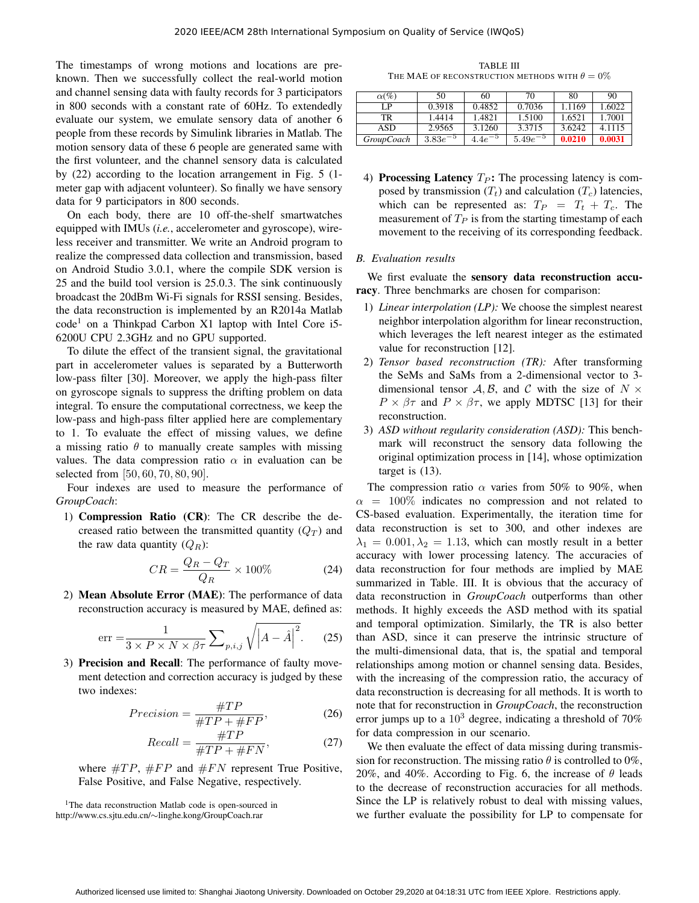The timestamps of wrong motions and locations are pre-known. Then we successfully collect the real-world motion and channel sensing data with faulty records for 3 participators in 800 seconds with a constant rate of 60Hz. To extendedly evaluate our system, we emulate sensory data of another 6 people from these records by Simulink libraries in Matlab. The motion sensory data of these 6 people are generated same with the first volunteer, and the channel sensory data is calculated by (22) according to the location arrangement in Fig. 5 (1-meter gap with adjacent volunteer). So finally we have sensory data for 9 participators in 800 seconds.

On each body, there are 10 off-the-shelf smartwatches equipped with IMUs (*i.e.*, accelerometer and gyroscope), wireless receiver and transmitter. We write an Android program to realize the compressed data collection and transmission, based on Android Studio 3.0.1, where the compile SDK version is 25 and the build tool version is 25.0.3. The sink continuously broadcast the 20dBm Wi-Fi signals for RSSI sensing. Besides, the data reconstruction is implemented by an R2014a Matlab code[1] on a Thinkpad Carbon X1 laptop with Intel Core i5-6200U CPU 2.3GHz and no GPU supported.

To dilute the effect of the transient signal, the gravitational part in accelerometer values is separated by a Butterworth low-pass filter [30]. Moreover, we apply the high-pass filter on gyroscope signals to suppress the drifting problem on data integral. To ensure the computational correctness, we keep the low-pass and high-pass filter applied here are complementary to 1. To evaluate the effect of missing values, we define a missing ratio $\theta$ to manually create samples with missing values. The data compression ratio $\alpha$ in evaluation can be selected from $[50, 60, 70, 80, 90]$.

Four indexes are used to measure the performance of *GroupCoach*:

1) **Compression Ratio (CR)**: The CR describe the decreased ratio between the transmitted quantity ($Q_T$) and the raw data quantity ($Q_R$):

$$CR = \frac{Q_R - Q_T}{Q_R} \times 100\% \tag{24}$$

2) **Mean Absolute Error (MAE)**: The performance of data reconstruction accuracy is measured by MAE, defined as:

$$\text{err} = \frac{1}{3 \times P \times N \times \beta\tau} \sum\nolimits_{p,i,j} \sqrt{\left|A - \hat{A}\right|^2}. \tag{25}$$

3) **Precision and Recall**: The performance of faulty movement detection and correction accuracy is judged by these two indexes:

$$Precision = \frac{\#TP}{\#TP + \#FP}, \tag{26}$$

$$Recall = \frac{\#TP}{\#TP + \#FN}, \tag{27}$$

where $\#TP$, $\#FP$ and $\#FN$ represent True Positive, False Positive, and False Negative, respectively.

4) **Processing Latency $T_P$:** The processing latency is composed by transmission ($T_t$) and calculation ($T_c$) latencies, which can be represented as: $T_P = T_t + T_c$. The measurement of $T_P$ is from the starting timestamp of each movement to the receiving of its corresponding feedback.

[1]The data reconstruction Matlab code is open-sourced in http://www.cs.sjtu.edu.cn/∼linghe.kong/GroupCoach.rar

TABLE III
THE MAE OF RECONSTRUCTION METHODS WITH $\theta = 0\%$

| $\alpha(\%)$ | 50 | 60 | 70 | 80 | 90 |
|---|---|---|---|---|---|
| LP | 0.3918 | 0.4852 | 0.7036 | 1.1169 | 1.6022 |
| TR | 1.4414 | 1.4821 | 1.5100 | 1.6521 | 1.7001 |
| ASD | 2.9565 | 3.1260 | 3.3715 | 3.6242 | 4.1115 |
| *GroupCoach* | $3.83e^{-5}$ | $4.4e^{-5}$ | $5.49e^{-5}$ | **0.0210** | **0.0031** |

## B. Evaluation results

We first evaluate the **sensory data reconstruction accuracy**. Three benchmarks are chosen for comparison:

1) *Linear interpolation (LP):* We choose the simplest nearest neighbor interpolation algorithm for linear reconstruction, which leverages the left nearest integer as the estimated value for reconstruction [12].
2) *Tensor based reconstruction (TR):* After transforming the SeMs and SaMs from a 2-dimensional vector to 3-dimensional tensor $\mathcal{A}, \mathcal{B}$, and $\mathcal{C}$ with the size of $N \times P \times \beta\tau$ and $P \times \beta\tau$, we apply MDTSC [13] for their reconstruction.
3) *ASD without regularity consideration (ASD):* This benchmark will reconstruct the sensory data following the original optimization process in [14], whose optimization target is (13).

The compression ratio $\alpha$ varies from 50% to 90%, when $\alpha = 100\%$ indicates no compression and not related to CS-based evaluation. Experimentally, the iteration time for data reconstruction is set to 300, and other indexes are $\lambda_1 = 0.001, \lambda_2 = 1.13$, which can mostly result in a better accuracy with lower processing latency. The accuracies of data reconstruction for four methods are implied by MAE summarized in Table. III. It is obvious that the accuracy of data reconstruction in *GroupCoach* outperforms than other methods. It highly exceeds the ASD method with its spatial and temporal optimization. Similarly, the TR is also better than ASD, since it can preserve the intrinsic structure of the multi-dimensional data, that is, the spatial and temporal relationships among motion or channel sensing data. Besides, with the increasing of the compression ratio, the accuracy of data reconstruction is decreasing for all methods. It is worth to note that for reconstruction in *GroupCoach*, the reconstruction error jumps up to a $10^3$ degree, indicating a threshold of 70% for data compression in our scenario.

We then evaluate the effect of data missing during transmission for reconstruction. The missing ratio $\theta$ is controlled to 0%, 20%, and 40%. According to Fig. 6, the increase of $\theta$ leads to the decrease of reconstruction accuracies for all methods. Since the LP is relatively robust to deal with missing values, we further evaluate the possibility for LP to compensate for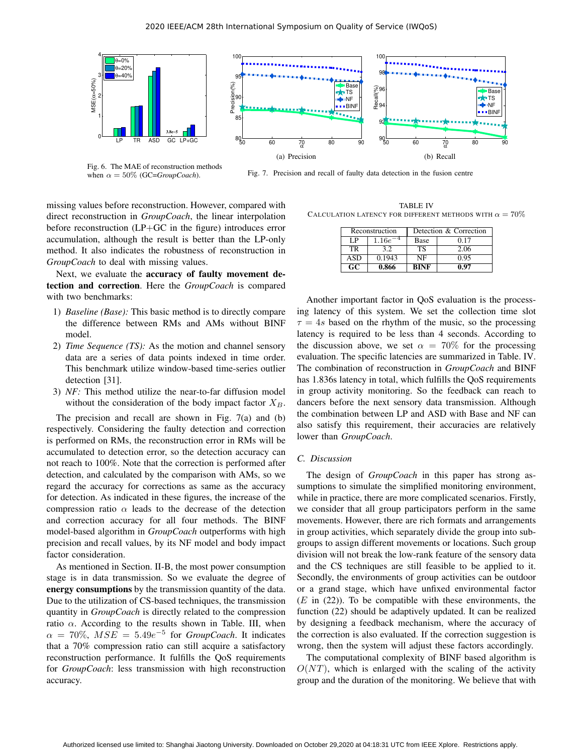Fig. 6. The MAE of reconstruction methods when $\alpha = 50\%$ (GC=*GroupCoach*).

(a) Precision

(b) Recall

Fig. 7. Precision and recall of faulty data detection in the fusion centre

missing values before reconstruction. However, compared with direct reconstruction in *GroupCoach*, the linear interpolation before reconstruction (LP+GC in the figure) introduces error accumulation, although the result is better than the LP-only method. It also indicates the robustness of reconstruction in *GroupCoach* to deal with missing values.

Next, we evaluate the **accuracy of faulty movement detection and correction**. Here the *GroupCoach* is compared with two benchmarks:

1) *Baseline (Base):* This basic method is to directly compare the difference between RMs and AMs without BINF model.
2) *Time Sequence (TS):* As the motion and channel sensory data are a series of data points indexed in time order. This benchmark utilize window-based time-series outlier detection [31].
3) *NF:* This method utilize the near-to-far diffusion model without the consideration of the body impact factor $X_B$.

The precision and recall are shown in Fig. 7(a) and (b) respectively. Considering the faulty detection and correction is performed on RMs, the reconstruction error in RMs will be accumulated to detection error, so the detection accuracy can not reach to 100%. Note that the correction is performed after detection, and calculated by the comparison with AMs, so we regard the accuracy for corrections as same as the accuracy for detection. As indicated in these figures, the increase of the compression ratio $\alpha$ leads to the decrease of the detection and correction accuracy for all four methods. The BINF model-based algorithm in *GroupCoach* outperforms with high precision and recall values, by its NF model and body impact factor consideration.

As mentioned in Section. II-B, the most power consumption stage is in data transmission. So we evaluate the degree of **energy consumptions** by the transmission quantity of the data. Due to the utilization of CS-based techniques, the transmission quantity in *GroupCoach* is directly related to the compression ratio $\alpha$. According to the results shown in Table. III, when $\alpha = 70\%$, $MSE = 5.49e^{-5}$ for *GroupCoach*. It indicates that a 70% compression ratio can still acquire a satisfactory reconstruction performance. It fulfills the QoS requirements for *GroupCoach*: less transmission with high reconstruction accuracy.

TABLE IV
CALCULATION LATENCY FOR DIFFERENT METHODS WITH $\alpha = 70\%$

| Reconstruction | | Detection & Correction | |
|---|---|---|---|
| LP | $1.16e^{-4}$ | Base | 0.17 |
| TR | 3.2 | TS | 2.06 |
| ASD | 0.1943 | NF | 0.95 |
| **GC** | **0.866** | **BINF** | **0.97** |

Another important factor in QoS evaluation is the processing latency of this system. We set the collection time slot $\tau = 4s$ based on the rhythm of the music, so the processing latency is required to be less than 4 seconds. According to the discussion above, we set $\alpha = 70\%$ for the processing evaluation. The specific latencies are summarized in Table. IV. The combination of reconstruction in *GroupCoach* and BINF has 1.836s latency in total, which fulfills the QoS requirements in group activity monitoring. So the feedback can reach to dancers before the next sensory data transmission. Although the combination between LP and ASD with Base and NF can also satisfy this requirement, their accuracies are relatively lower than *GroupCoach*.

### C. Discussion

The design of *GroupCoach* in this paper has strong assumptions to simulate the simplified monitoring environment, while in practice, there are more complicated scenarios. Firstly, we consider that all group participators perform in the same movements. However, there are rich formats and arrangements in group activities, which separately divide the group into sub-groups to assign different movements or locations. Such group division will not break the low-rank feature of the sensory data and the CS techniques are still feasible to be applied to it. Secondly, the environments of group activities can be outdoor or a grand stage, which have unfixed environmental factor ($E$ in (22)). To be compatible with these environments, the function (22) should be adaptively updated. It can be realized by designing a feedback mechanism, where the accuracy of the correction is also evaluated. If the correction suggestion is wrong, then the system will adjust these factors accordingly.

The computational complexity of BINF based algorithm is $O(NT)$, which is enlarged with the scaling of the activity group and the duration of the monitoring. We believe that with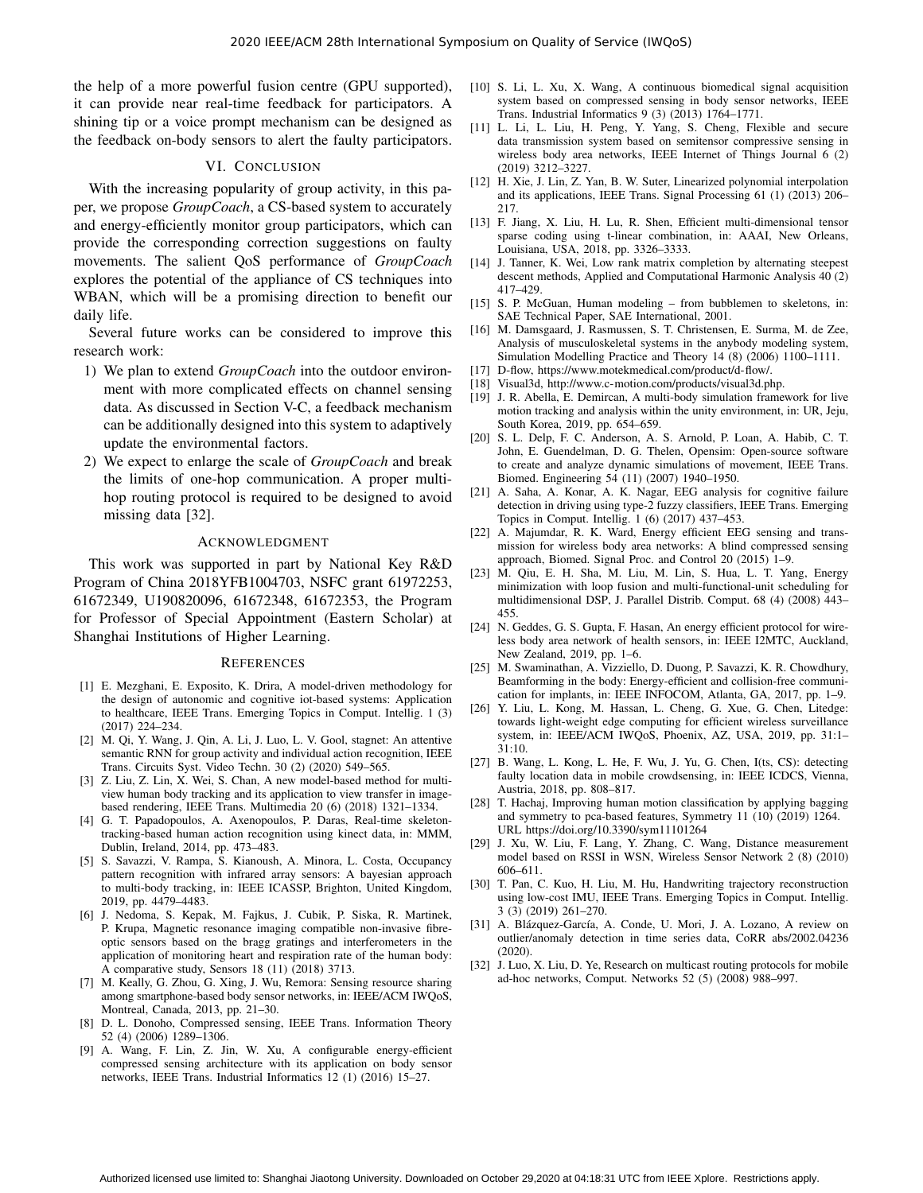the help of a more powerful fusion centre (GPU supported), it can provide near real-time feedback for participators. A shining tip or a voice prompt mechanism can be designed as the feedback on-body sensors to alert the faulty participators.

## VI. Conclusion

With the increasing popularity of group activity, in this paper, we propose *GroupCoach*, a CS-based system to accurately and energy-efficiently monitor group participators, which can provide the corresponding correction suggestions on faulty movements. The salient QoS performance of *GroupCoach* explores the potential of the appliance of CS techniques into WBAN, which will be a promising direction to benefit our daily life.

Several future works can be considered to improve this research work:

1) We plan to extend *GroupCoach* into the outdoor environment with more complicated effects on channel sensing data. As discussed in Section V-C, a feedback mechanism can be additionally designed into this system to adaptively update the environmental factors.
2) We expect to enlarge the scale of *GroupCoach* and break the limits of one-hop communication. A proper multi-hop routing protocol is required to be designed to avoid missing data [32].

## Acknowledgment

This work was supported in part by National Key R&D Program of China 2018YFB1004703, NSFC grant 61972253, 61672349, U190820096, 61672348, 61672353, the Program for Professor of Special Appointment (Eastern Scholar) at Shanghai Institutions of Higher Learning.

## References

[1] E. Mezghani, E. Exposito, K. Drira, A model-driven methodology for the design of autonomic and cognitive iot-based systems: Application to healthcare, IEEE Trans. Emerging Topics in Comput. Intellig. 1 (3) (2017) 224–234.

[2] M. Qi, Y. Wang, J. Qin, A. Li, J. Luo, L. V. Gool, stagnet: An attentive semantic RNN for group activity and individual action recognition, IEEE Trans. Circuits Syst. Video Techn. 30 (2) (2020) 549–565.

[3] Z. Liu, Z. Lin, X. Wei, S. Chan, A new model-based method for multi-view human body tracking and its application to view transfer in image-based rendering, IEEE Trans. Multimedia 20 (6) (2018) 1321–1334.

[4] G. T. Papadopoulos, A. Axenopoulos, P. Daras, Real-time skeleton-tracking-based human action recognition using kinect data, in: MMM, Dublin, Ireland, 2014, pp. 473–483.

[5] S. Savazzi, V. Rampa, S. Kianoush, A. Minora, L. Costa, Occupancy pattern recognition with infrared array sensors: A bayesian approach to multi-body tracking, in: IEEE ICASSP, Brighton, United Kingdom, 2019, pp. 4479–4483.

[6] J. Nedoma, S. Kepak, M. Fajkus, J. Cubik, P. Siska, R. Martinek, P. Krupa, Magnetic resonance imaging compatible non-invasive fibre-optic sensors based on the bragg gratings and interferometers in the application of monitoring heart and respiration rate of the human body: A comparative study, Sensors 18 (11) (2018) 3713.

[7] M. Keally, G. Zhou, G. Xing, J. Wu, Remora: Sensing resource sharing among smartphone-based body sensor networks, in: IEEE/ACM IWQoS, Montreal, Canada, 2013, pp. 21–30.

[8] D. L. Donoho, Compressed sensing, IEEE Trans. Information Theory 52 (4) (2006) 1289–1306.

[9] A. Wang, F. Lin, Z. Jin, W. Xu, A configurable energy-efficient compressed sensing architecture with its application on body sensor networks, IEEE Trans. Industrial Informatics 12 (1) (2016) 15–27.

[10] S. Li, L. Xu, X. Wang, A continuous biomedical signal acquisition system based on compressed sensing in body sensor networks, IEEE Trans. Industrial Informatics 9 (3) (2013) 1764–1771.

[11] L. Li, L. Liu, H. Peng, Y. Yang, S. Cheng, Flexible and secure data transmission system based on semitensor compressive sensing in wireless body area networks, IEEE Internet of Things Journal 6 (2) (2019) 3212–3227.

[12] H. Xie, J. Lin, Z. Yan, B. W. Suter, Linearized polynomial interpolation and its applications, IEEE Trans. Signal Processing 61 (1) (2013) 206–217.

[13] F. Jiang, X. Liu, H. Lu, R. Shen, Efficient multi-dimensional tensor sparse coding using t-linear combination, in: AAAI, New Orleans, Louisiana, USA, 2018, pp. 3326–3333.

[14] J. Tanner, K. Wei, Low rank matrix completion by alternating steepest descent methods, Applied and Computational Harmonic Analysis 40 (2) 417–429.

[15] S. P. McGuan, Human modeling – from bubblemen to skeletons, in: SAE Technical Paper, SAE International, 2001.

[16] M. Damsgaard, J. Rasmussen, S. T. Christensen, E. Surma, M. de Zee, Analysis of musculoskeletal systems in the anybody modeling system, Simulation Modelling Practice and Theory 14 (8) (2006) 1100–1111.

[17] D-flow, https://www.motekmedical.com/product/d-flow/.

[18] Visual3d, http://www.c-motion.com/products/visual3d.php.

[19] J. R. Abella, E. Demircan, A multi-body simulation framework for live motion tracking and analysis within the unity environment, in: UR, Jeju, South Korea, 2019, pp. 654–659.

[20] S. L. Delp, F. C. Anderson, A. S. Arnold, P. Loan, A. Habib, C. T. John, E. Guendelman, D. G. Thelen, Opensim: Open-source software to create and analyze dynamic simulations of movement, IEEE Trans. Biomed. Engineering 54 (11) (2007) 1940–1950.

[21] A. Saha, A. Konar, A. K. Nagar, EEG analysis for cognitive failure detection in driving using type-2 fuzzy classifiers, IEEE Trans. Emerging Topics in Comput. Intellig. 1 (6) (2017) 437–453.

[22] A. Majumdar, R. K. Ward, Energy efficient EEG sensing and transmission for wireless body area networks: A blind compressed sensing approach, Biomed. Signal Proc. and Control 20 (2015) 1–9.

[23] M. Qiu, E. H. Sha, M. Liu, M. Lin, S. Hua, L. T. Yang, Energy minimization with loop fusion and multi-functional-unit scheduling for multidimensional DSP, J. Parallel Distrib. Comput. 68 (4) (2008) 443–455.

[24] N. Geddes, G. S. Gupta, F. Hasan, An energy efficient protocol for wireless body area network of health sensors, in: IEEE I2MTC, Auckland, New Zealand, 2019, pp. 1–6.

[25] M. Swaminathan, A. Vizziello, D. Duong, P. Savazzi, K. R. Chowdhury, Beamforming in the body: Energy-efficient and collision-free communication for implants, in: IEEE INFOCOM, Atlanta, GA, 2017, pp. 1–9.

[26] Y. Liu, L. Kong, M. Hassan, L. Cheng, G. Xue, G. Chen, Litedge: towards light-weight edge computing for efficient wireless surveillance system, in: IEEE/ACM IWQoS, Phoenix, AZ, USA, 2019, pp. 31:1–31:10.

[27] B. Wang, L. Kong, L. He, F. Wu, J. Yu, G. Chen, I(ts, CS): detecting faulty location data in mobile crowdsensing, in: IEEE ICDCS, Vienna, Austria, 2018, pp. 808–817.

[28] T. Hachaj, Improving human motion classification by applying bagging and symmetry to pca-based features, Symmetry 11 (10) (2019) 1264. URL https://doi.org/10.3390/sym11101264

[29] J. Xu, W. Liu, F. Lang, Y. Zhang, C. Wang, Distance measurement model based on RSSI in WSN, Wireless Sensor Network 2 (8) (2010) 606–611.

[30] T. Pan, C. Kuo, H. Liu, M. Hu, Handwriting trajectory reconstruction using low-cost IMU, IEEE Trans. Emerging Topics in Comput. Intellig. 3 (3) (2019) 261–270.

[31] A. Blázquez-García, A. Conde, U. Mori, J. A. Lozano, A review on outlier/anomaly detection in time series data, CoRR abs/2002.04236 (2020).

[32] J. Luo, X. Liu, D. Ye, Research on multicast routing protocols for mobile ad-hoc networks, Comput. Networks 52 (5) (2008) 988–997.